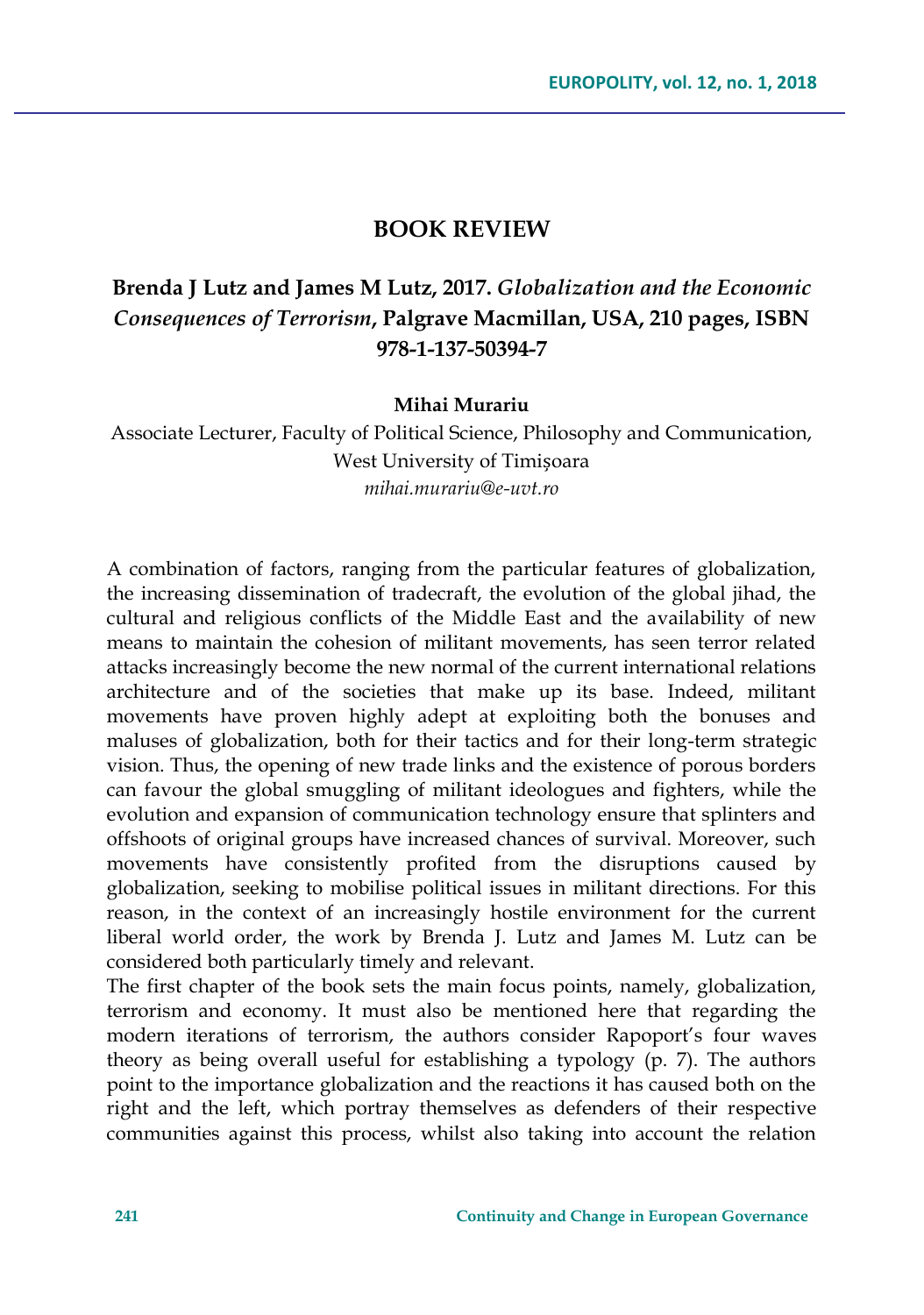# BOOK REVIEW

## Brenda J Lutz and James M Lutz, 2017. *Globalization and the Economic Consequences of Terrorism*, Palgrave Macmillan, USA, 210 pages, ISBN 978-1-137-50394-7

**Mihai Murariu**

Associate Lecturer, Faculty of Political Science, Philosophy and Communication, West University of Timișoara

*mihai.murariu@e-uvt.ro*

A combination of factors, ranging from the particular features of globalization, the increasing dissemination of tradecraft, the evolution of the global jihad, the cultural and religious conflicts of the Middle East and the availability of new means to maintain the cohesion of militant movements, has seen terror related attacks increasingly become the new normal of the current international relations architecture and of the societies that make up its base. Indeed, militant movements have proven highly adept at exploiting both the bonuses and maluses of globalization, both for their tactics and for their long-term strategic vision. Thus, the opening of new trade links and the existence of porous borders can favour the global smuggling of militant ideologues and fighters, while the evolution and expansion of communication technology ensure that splinters and offshoots of original groups have increased chances of survival. Moreover, such movements have consistently profited from the disruptions caused by globalization, seeking to mobilise political issues in militant directions. For this reason, in the context of an increasingly hostile environment for the current liberal world order, the work by Brenda J. Lutz and James M. Lutz can be considered both particularly timely and relevant.

The first chapter of the book sets the main focus points, namely, globalization, terrorism and economy. It must also be mentioned here that regarding the modern iterations of terrorism, the authors consider Rapoport's four waves theory as being overall useful for establishing a typology (p. 7). The authors point to the importance globalization and the reactions it has caused both on the right and the left, which portray themselves as defenders of their respective communities against this process, whilst also taking into account the relation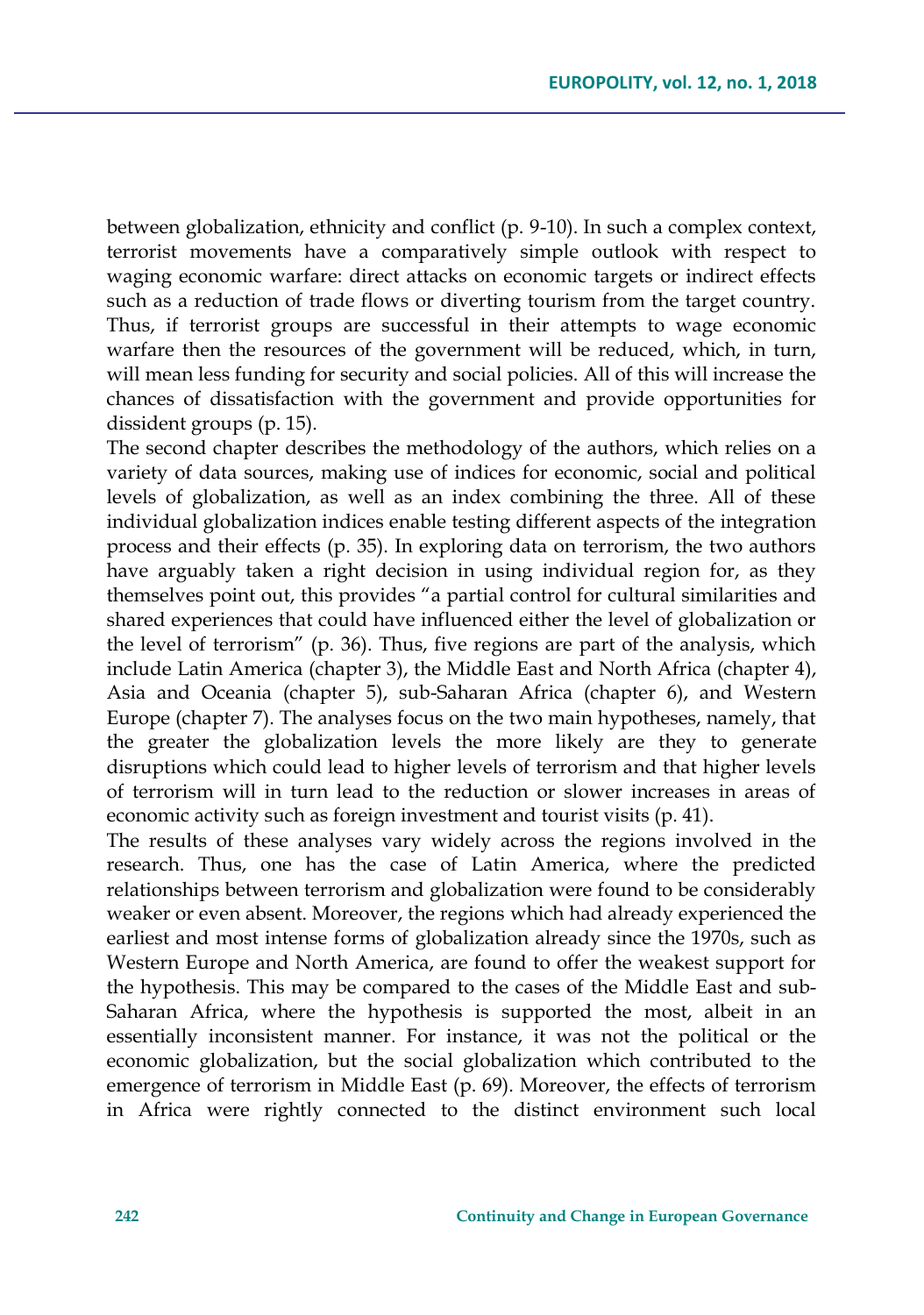between globalization, ethnicity and conflict (p. 9-10). In such a complex context, terrorist movements have a comparatively simple outlook with respect to waging economic warfare: direct attacks on economic targets or indirect effects such as a reduction of trade flows or diverting tourism from the target country. Thus, if terrorist groups are successful in their attempts to wage economic warfare then the resources of the government will be reduced, which, in turn, will mean less funding for security and social policies. All of this will increase the chances of dissatisfaction with the government and provide opportunities for dissident groups (p. 15).

The second chapter describes the methodology of the authors, which relies on a variety of data sources, making use of indices for economic, social and political levels of globalization, as well as an index combining the three. All of these individual globalization indices enable testing different aspects of the integration process and their effects (p. 35). In exploring data on terrorism, the two authors have arguably taken a right decision in using individual region for, as they themselves point out, this provides "a partial control for cultural similarities and shared experiences that could have influenced either the level of globalization or the level of terrorism" (p. 36). Thus, five regions are part of the analysis, which include Latin America (chapter 3), the Middle East and North Africa (chapter 4), Asia and Oceania (chapter 5), sub-Saharan Africa (chapter 6), and Western Europe (chapter 7). The analyses focus on the two main hypotheses, namely, that the greater the globalization levels the more likely are they to generate disruptions which could lead to higher levels of terrorism and that higher levels of terrorism will in turn lead to the reduction or slower increases in areas of economic activity such as foreign investment and tourist visits (p. 41).

The results of these analyses vary widely across the regions involved in the research. Thus, one has the case of Latin America, where the predicted relationships between terrorism and globalization were found to be considerably weaker or even absent. Moreover, the regions which had already experienced the earliest and most intense forms of globalization already since the 1970s, such as Western Europe and North America, are found to offer the weakest support for the hypothesis. This may be compared to the cases of the Middle East and sub-Saharan Africa, where the hypothesis is supported the most, albeit in an essentially inconsistent manner. For instance, it was not the political or the economic globalization, but the social globalization which contributed to the emergence of terrorism in Middle East (p. 69). Moreover, the effects of terrorism in Africa were rightly connected to the distinct environment such local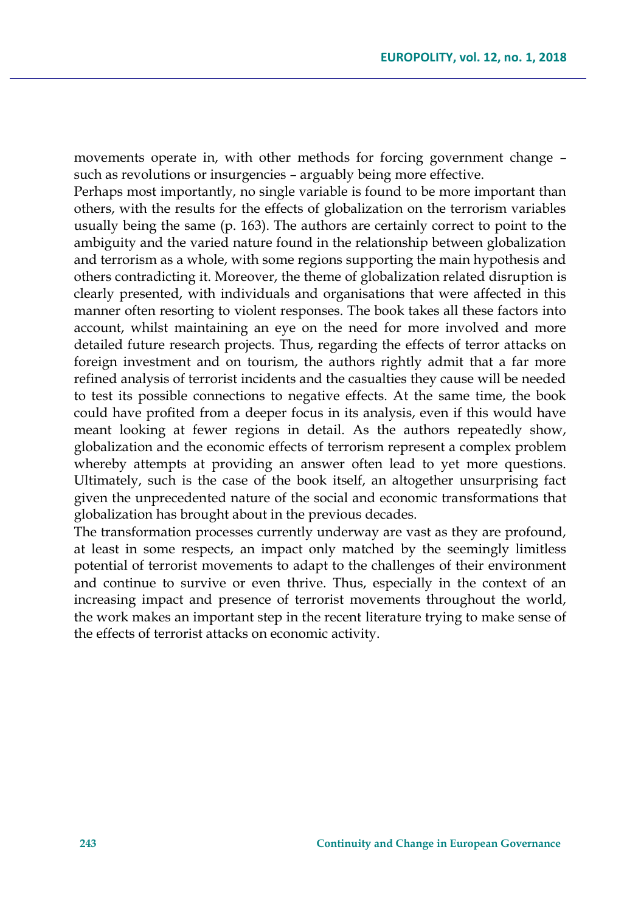movements operate in, with other methods for forcing government change – such as revolutions or insurgencies – arguably being more effective.

Perhaps most importantly, no single variable is found to be more important than others, with the results for the effects of globalization on the terrorism variables usually being the same (p. 163). The authors are certainly correct to point to the ambiguity and the varied nature found in the relationship between globalization and terrorism as a whole, with some regions supporting the main hypothesis and others contradicting it. Moreover, the theme of globalization related disruption is clearly presented, with individuals and organisations that were affected in this manner often resorting to violent responses. The book takes all these factors into account, whilst maintaining an eye on the need for more involved and more detailed future research projects. Thus, regarding the effects of terror attacks on foreign investment and on tourism, the authors rightly admit that a far more refined analysis of terrorist incidents and the casualties they cause will be needed to test its possible connections to negative effects. At the same time, the book could have profited from a deeper focus in its analysis, even if this would have meant looking at fewer regions in detail. As the authors repeatedly show, globalization and the economic effects of terrorism represent a complex problem whereby attempts at providing an answer often lead to yet more questions. Ultimately, such is the case of the book itself, an altogether unsurprising fact given the unprecedented nature of the social and economic transformations that globalization has brought about in the previous decades.

The transformation processes currently underway are vast as they are profound, at least in some respects, an impact only matched by the seemingly limitless potential of terrorist movements to adapt to the challenges of their environment and continue to survive or even thrive. Thus, especially in the context of an increasing impact and presence of terrorist movements throughout the world, the work makes an important step in the recent literature trying to make sense of the effects of terrorist attacks on economic activity.